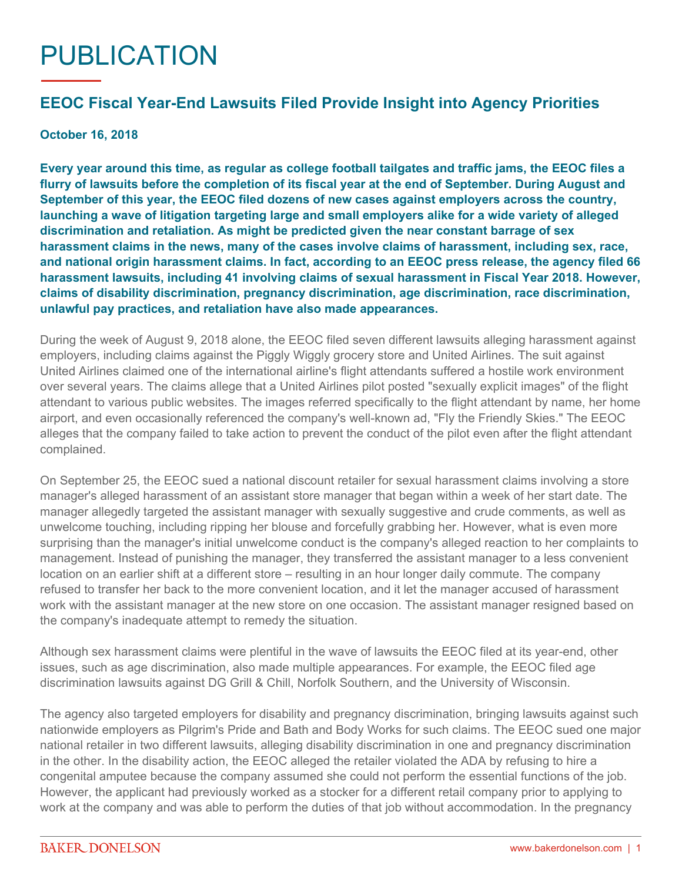# PUBLICATION

## EEOC Fiscal Year-End Lawsuits Filed Provide Insight into Agency Priorities

**October 16, 2018**

**Every year around this time, as regular as college football tailgates and traffic jams, the EEOC files a flurry of lawsuits before the completion of its fiscal year at the end of September. During August and September of this year, the EEOC filed dozens of new cases against employers across the country, launching a wave of litigation targeting large and small employers alike for a wide variety of alleged discrimination and retaliation. As might be predicted given the near constant barrage of sex harassment claims in the news, many of the cases involve claims of harassment, including sex, race, and national origin harassment claims. In fact, according to an EEOC press release, the agency filed 66 harassment lawsuits, including 41 involving claims of sexual harassment in Fiscal Year 2018. However, claims of disability discrimination, pregnancy discrimination, age discrimination, race discrimination, unlawful pay practices, and retaliation have also made appearances.**

During the week of August 9, 2018 alone, the EEOC filed seven different lawsuits alleging harassment against employers, including claims against the Piggly Wiggly grocery store and United Airlines. The suit against United Airlines claimed one of the international airline's flight attendants suffered a hostile work environment over several years. The claims allege that a United Airlines pilot posted "sexually explicit images" of the flight attendant to various public websites. The images referred specifically to the flight attendant by name, her home airport, and even occasionally referenced the company's well-known ad, "Fly the Friendly Skies." The EEOC alleges that the company failed to take action to prevent the conduct of the pilot even after the flight attendant complained.

On September 25, the EEOC sued a national discount retailer for sexual harassment claims involving a store manager's alleged harassment of an assistant store manager that began within a week of her start date. The manager allegedly targeted the assistant manager with sexually suggestive and crude comments, as well as unwelcome touching, including ripping her blouse and forcefully grabbing her. However, what is even more surprising than the manager's initial unwelcome conduct is the company's alleged reaction to her complaints to management. Instead of punishing the manager, they transferred the assistant manager to a less convenient location on an earlier shift at a different store – resulting in an hour longer daily commute. The company refused to transfer her back to the more convenient location, and it let the manager accused of harassment work with the assistant manager at the new store on one occasion. The assistant manager resigned based on the company's inadequate attempt to remedy the situation.

Although sex harassment claims were plentiful in the wave of lawsuits the EEOC filed at its year-end, other issues, such as age discrimination, also made multiple appearances. For example, the EEOC filed age discrimination lawsuits against DG Grill & Chill, Norfolk Southern, and the University of Wisconsin.

The agency also targeted employers for disability and pregnancy discrimination, bringing lawsuits against such nationwide employers as Pilgrim's Pride and Bath and Body Works for such claims. The EEOC sued one major national retailer in two different lawsuits, alleging disability discrimination in one and pregnancy discrimination in the other. In the disability action, the EEOC alleged the retailer violated the ADA by refusing to hire a congenital amputee because the company assumed she could not perform the essential functions of the job. However, the applicant had previously worked as a stocker for a different retail company prior to applying to work at the company and was able to perform the duties of that job without accommodation. In the pregnancy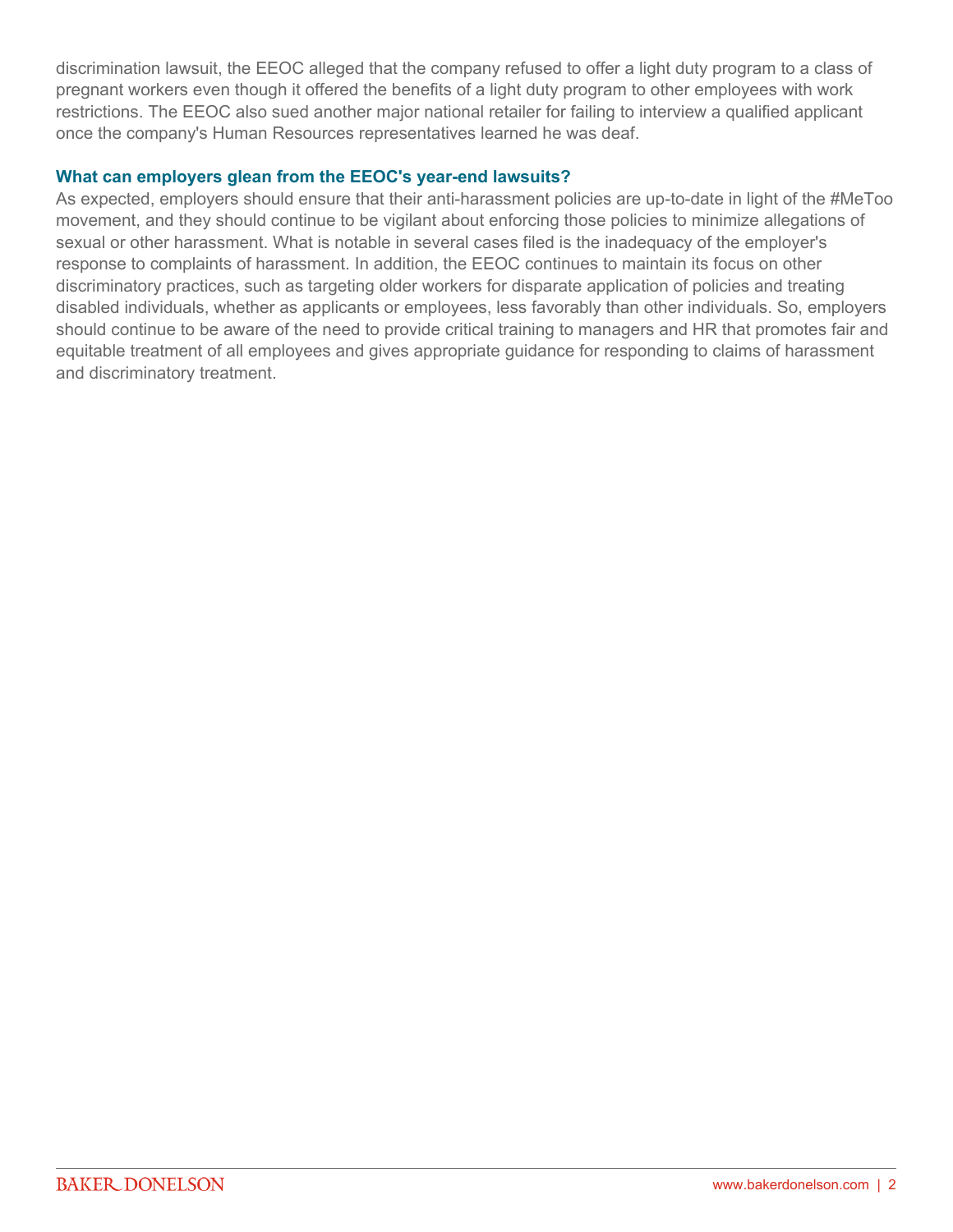discrimination lawsuit, the EEOC alleged that the company refused to offer a light duty program to a class of pregnant workers even though it offered the benefits of a light duty program to other employees with work restrictions. The EEOC also sued another major national retailer for failing to interview a qualified applicant once the company's Human Resources representatives learned he was deaf.

### What can employers glean from the EEOC's year-end lawsuits?

As expected, employers should ensure that their anti-harassment policies are up-to-date in light of the #MeToo movement, and they should continue to be vigilant about enforcing those policies to minimize allegations of sexual or other harassment. What is notable in several cases filed is the inadequacy of the employer's response to complaints of harassment. In addition, the EEOC continues to maintain its focus on other discriminatory practices, such as targeting older workers for disparate application of policies and treating disabled individuals, whether as applicants or employees, less favorably than other individuals. So, employers should continue to be aware of the need to provide critical training to managers and HR that promotes fair and equitable treatment of all employees and gives appropriate guidance for responding to claims of harassment and discriminatory treatment.